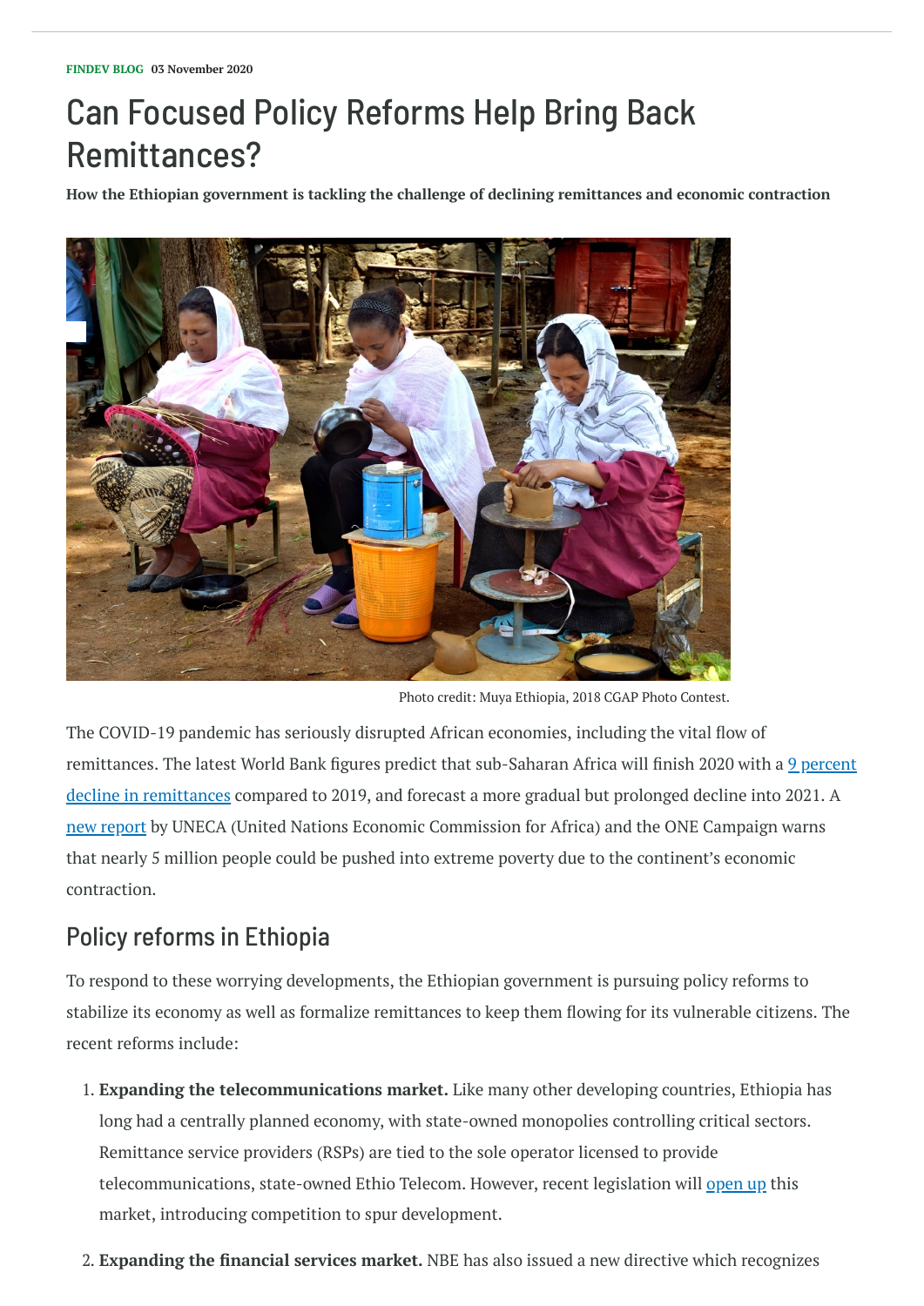FINDEV BLOG 03 November 2020

# Can Focused Policy Reforms Help Bring Back Remittances?

**How the Ethiopian government is tackling the challenge of declining remittances and economic contraction**

Photo credit: Muya Ethiopia, 2018 CGAP Photo Contest.

The COVID-19 pandemic has seriously disrupted African economies, including the vital flow of remittances. The latest World Bank figures predict that sub-Saharan Africa will finish 2020 with a 9 percent decline in remittances compared to 2019, and forecast a more gradual but prolonged decline into 2021. A new report by UNECA (United Nations Economic Commission for Africa) and the ONE Campaign warns that nearly 5 million people could be pushed into extreme poverty due to the continent's economic contraction.

## Policy reforms in Ethiopia

To respond to these worrying developments, the Ethiopian government is pursuing policy reforms to stabilize its economy as well as formalize remittances to keep them flowing for its vulnerable citizens. The recent reforms include:

1. **Expanding the telecommunications market.** Like many other developing countries, Ethiopia has long had a centrally planned economy, with state-owned monopolies controlling critical sectors. Remittance service providers (RSPs) are tied to the sole operator licensed to provide telecommunications, state-owned Ethio Telecom. However, recent legislation will open up this market, introducing competition to spur development.
2. **Expanding the financial services market.** NBE has also issued a new directive which recognizes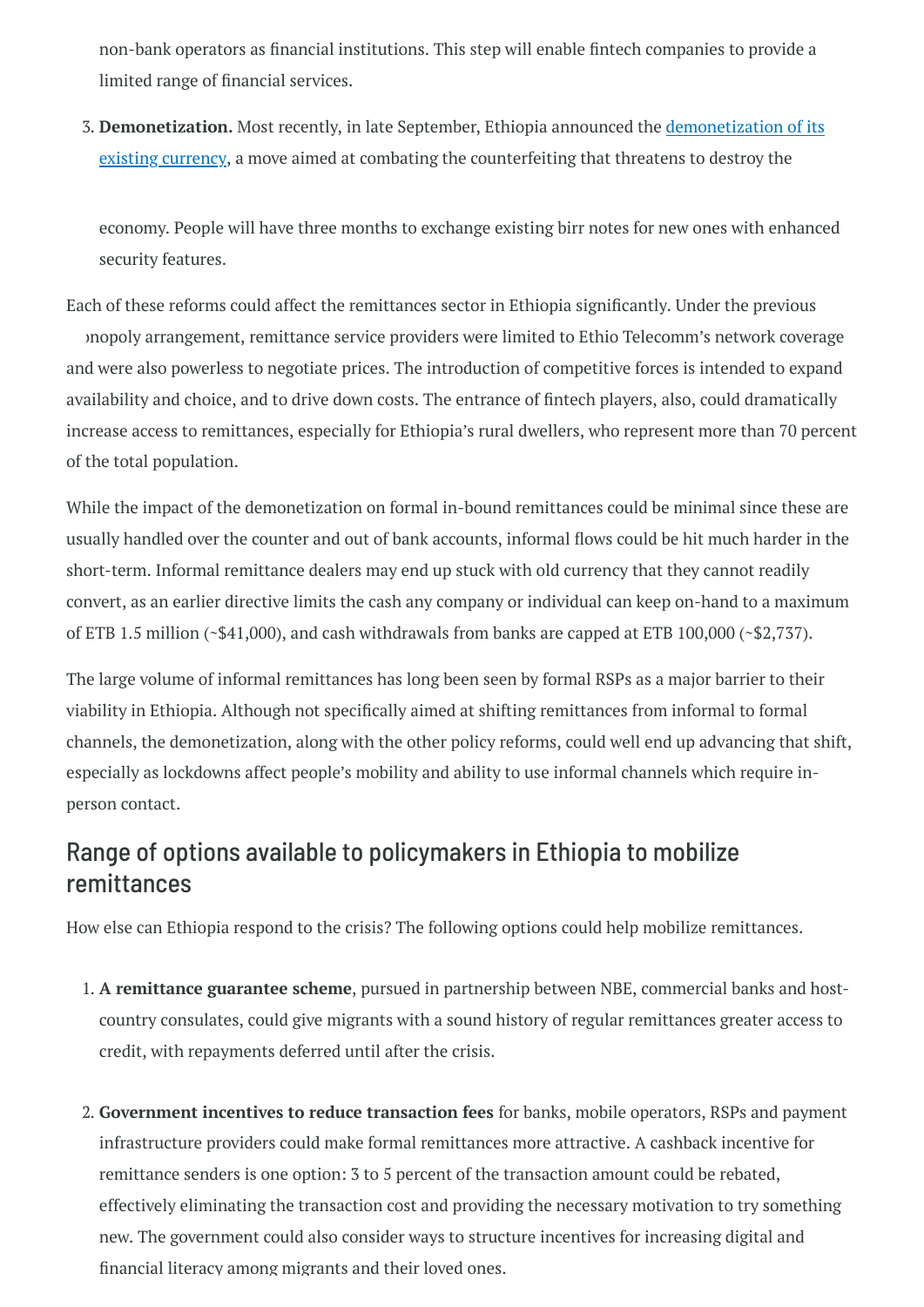non-bank operators as financial institutions. This step will enable fintech companies to provide a limited range of financial services.

3. **Demonetization.** Most recently, in late September, Ethiopia announced the demonetization of its existing currency, a move aimed at combating the counterfeiting that threatens to destroy the economy. People will have three months to exchange existing birr notes for new ones with enhanced security features.

Each of these reforms could affect the remittances sector in Ethiopia significantly. Under the previous monopoly arrangement, remittance service providers were limited to Ethio Telecomm's network coverage and were also powerless to negotiate prices. The introduction of competitive forces is intended to expand availability and choice, and to drive down costs. The entrance of fintech players, also, could dramatically increase access to remittances, especially for Ethiopia's rural dwellers, who represent more than 70 percent of the total population.

While the impact of the demonetization on formal in-bound remittances could be minimal since these are usually handled over the counter and out of bank accounts, informal flows could be hit much harder in the short-term. Informal remittance dealers may end up stuck with old currency that they cannot readily convert, as an earlier directive limits the cash any company or individual can keep on-hand to a maximum of ETB 1.5 million (~$41,000), and cash withdrawals from banks are capped at ETB 100,000 (~$2,737).

The large volume of informal remittances has long been seen by formal RSPs as a major barrier to their viability in Ethiopia. Although not specifically aimed at shifting remittances from informal to formal channels, the demonetization, along with the other policy reforms, could well end up advancing that shift, especially as lockdowns affect people's mobility and ability to use informal channels which require in-person contact.

## Range of options available to policymakers in Ethiopia to mobilize remittances

How else can Ethiopia respond to the crisis? The following options could help mobilize remittances.

1. **A remittance guarantee scheme**, pursued in partnership between NBE, commercial banks and host-country consulates, could give migrants with a sound history of regular remittances greater access to credit, with repayments deferred until after the crisis.

2. **Government incentives to reduce transaction fees** for banks, mobile operators, RSPs and payment infrastructure providers could make formal remittances more attractive. A cashback incentive for remittance senders is one option: 3 to 5 percent of the transaction amount could be rebated, effectively eliminating the transaction cost and providing the necessary motivation to try something new. The government could also consider ways to structure incentives for increasing digital and financial literacy among migrants and their loved ones.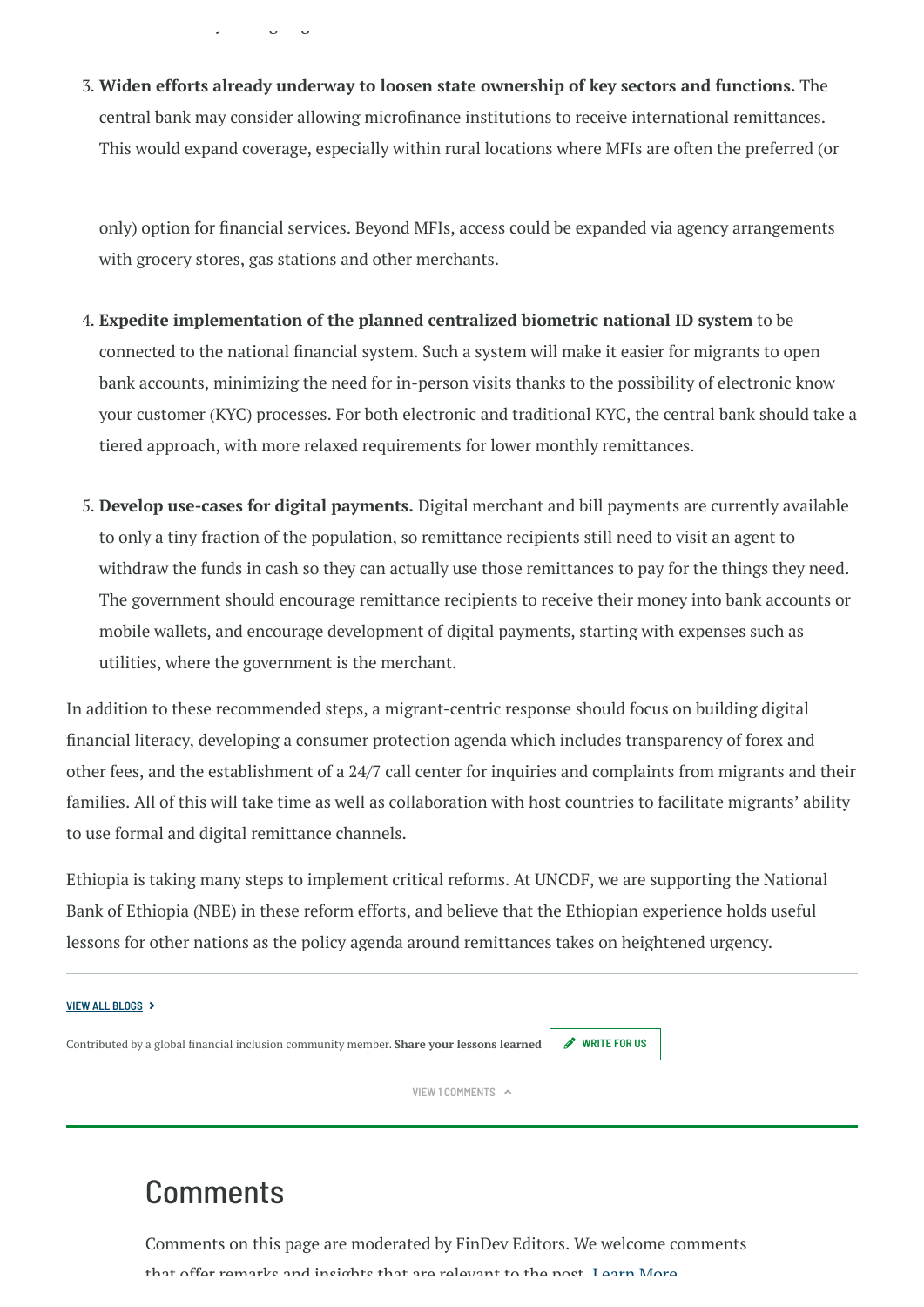3. **Widen efforts already underway to loosen state ownership of key sectors and functions.** The central bank may consider allowing microfinance institutions to receive international remittances. This would expand coverage, especially within rural locations where MFIs are often the preferred (or only) option for financial services. Beyond MFIs, access could be expanded via agency arrangements with grocery stores, gas stations and other merchants.

4. **Expedite implementation of the planned centralized biometric national ID system** to be connected to the national financial system. Such a system will make it easier for migrants to open bank accounts, minimizing the need for in-person visits thanks to the possibility of electronic know your customer (KYC) processes. For both electronic and traditional KYC, the central bank should take a tiered approach, with more relaxed requirements for lower monthly remittances.

5. **Develop use-cases for digital payments.** Digital merchant and bill payments are currently available to only a tiny fraction of the population, so remittance recipients still need to visit an agent to withdraw the funds in cash so they can actually use those remittances to pay for the things they need. The government should encourage remittance recipients to receive their money into bank accounts or mobile wallets, and encourage development of digital payments, starting with expenses such as utilities, where the government is the merchant.

In addition to these recommended steps, a migrant-centric response should focus on building digital financial literacy, developing a consumer protection agenda which includes transparency of forex and other fees, and the establishment of a 24/7 call center for inquiries and complaints from migrants and their families. All of this will take time as well as collaboration with host countries to facilitate migrants' ability to use formal and digital remittance channels.

Ethiopia is taking many steps to implement critical reforms. At UNCDF, we are supporting the National Bank of Ethiopia (NBE) in these reform efforts, and believe that the Ethiopian experience holds useful lessons for other nations as the policy agenda around remittances takes on heightened urgency.

VIEW ALL BLOGS

Contributed by a global financial inclusion community member. **Share your lessons learned** WRITE FOR US

VIEW 1 COMMENTS

## Comments

Comments on this page are moderated by FinDev Editors. We welcome comments that offer remarks and insights that are relevant to the post. Learn More